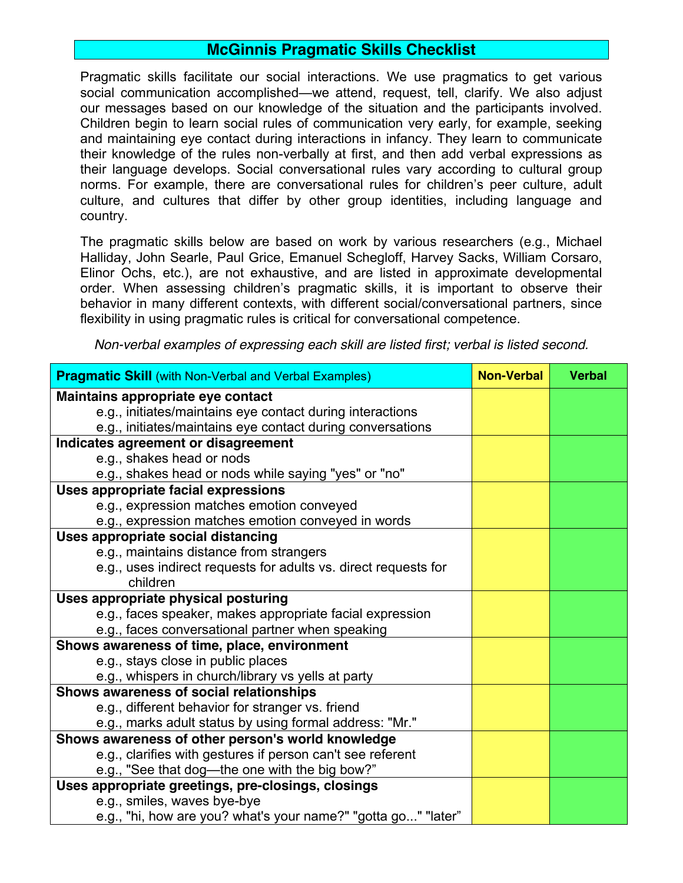# McGinnis Pragmatic Skills Checklist

Pragmatic skills facilitate our social interactions. We use pragmatics to get various social communication accomplished—we attend, request, tell, clarify. We also adjust our messages based on our knowledge of the situation and the participants involved. Children begin to learn social rules of communication very early, for example, seeking and maintaining eye contact during interactions in infancy. They learn to communicate their knowledge of the rules non-verbally at first, and then add verbal expressions as their language develops. Social conversational rules vary according to cultural group norms. For example, there are conversational rules for children's peer culture, adult culture, and cultures that differ by other group identities, including language and country.

The pragmatic skills below are based on work by various researchers (e.g., Michael Halliday, John Searle, Paul Grice, Emanuel Schegloff, Harvey Sacks, William Corsaro, Elinor Ochs, etc.), are not exhaustive, and are listed in approximate developmental order. When assessing children's pragmatic skills, it is important to observe their behavior in many different contexts, with different social/conversational partners, since flexibility in using pragmatic rules is critical for conversational competence.

*Non-verbal examples of expressing each skill are listed first; verbal is listed second.*

| **Pragmatic Skill** (with Non-Verbal and Verbal Examples) | Non-Verbal | Verbal |
|---|---|---|
| **Maintains appropriate eye contact**<br>e.g., initiates/maintains eye contact during interactions<br>e.g., initiates/maintains eye contact during conversations | | |
| **Indicates agreement or disagreement**<br>e.g., shakes head or nods<br>e.g., shakes head or nods while saying "yes" or "no" | | |
| **Uses appropriate facial expressions**<br>e.g., expression matches emotion conveyed<br>e.g., expression matches emotion conveyed in words | | |
| **Uses appropriate social distancing**<br>e.g., maintains distance from strangers<br>e.g., uses indirect requests for adults vs. direct requests for children | | |
| **Uses appropriate physical posturing**<br>e.g., faces speaker, makes appropriate facial expression<br>e.g., faces conversational partner when speaking | | |
| **Shows awareness of time, place, environment**<br>e.g., stays close in public places<br>e.g., whispers in church/library vs yells at party | | |
| **Shows awareness of social relationships**<br>e.g., different behavior for stranger vs. friend<br>e.g., marks adult status by using formal address: "Mr." | | |
| **Shows awareness of other person's world knowledge**<br>e.g., clarifies with gestures if person can't see referent<br>e.g., "See that dog—the one with the big bow?" | | |
| **Uses appropriate greetings, pre-closings, closings**<br>e.g., smiles, waves bye-bye<br>e.g., "hi, how are you? what's your name?" "gotta go..." "later" | | |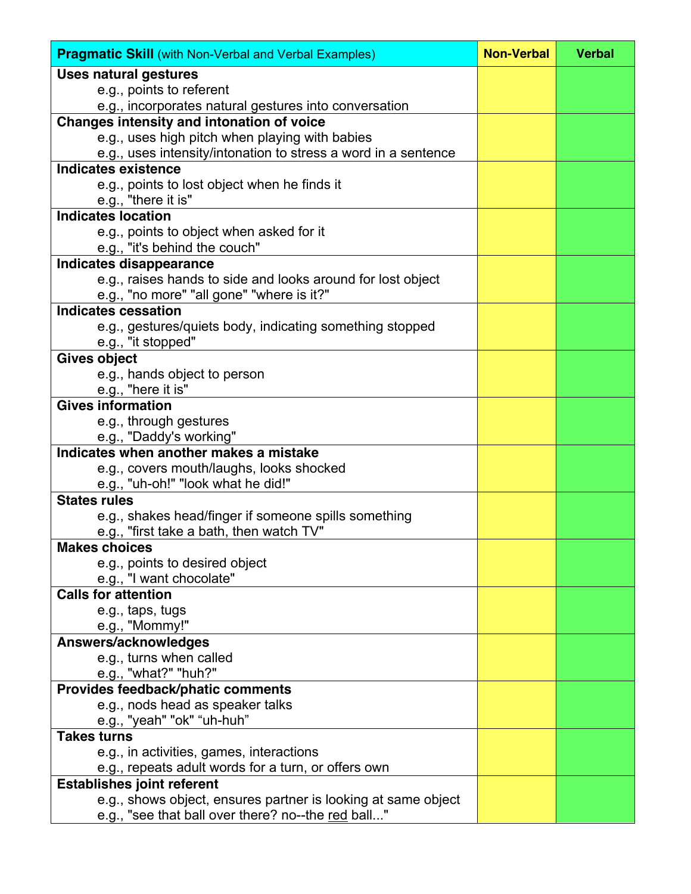| **Pragmatic Skill** (with Non-Verbal and Verbal Examples) | **Non-Verbal** | **Verbal** |
|---|---|---|
| **Uses natural gestures**<br>e.g., points to referent<br>e.g., incorporates natural gestures into conversation | | |
| **Changes intensity and intonation of voice**<br>e.g., uses high pitch when playing with babies<br>e.g., uses intensity/intonation to stress a word in a sentence | | |
| **Indicates existence**<br>e.g., points to lost object when he finds it<br>e.g., "there it is" | | |
| **Indicates location**<br>e.g., points to object when asked for it<br>e.g., "it's behind the couch" | | |
| **Indicates disappearance**<br>e.g., raises hands to side and looks around for lost object<br>e.g., "no more" "all gone" "where is it?" | | |
| **Indicates cessation**<br>e.g., gestures/quiets body, indicating something stopped<br>e.g., "it stopped" | | |
| **Gives object**<br>e.g., hands object to person<br>e.g., "here it is" | | |
| **Gives information**<br>e.g., through gestures<br>e.g., "Daddy's working" | | |
| **Indicates when another makes a mistake**<br>e.g., covers mouth/laughs, looks shocked<br>e.g., "uh-oh!" "look what he did!" | | |
| **States rules**<br>e.g., shakes head/finger if someone spills something<br>e.g., "first take a bath, then watch TV" | | |
| **Makes choices**<br>e.g., points to desired object<br>e.g., "I want chocolate" | | |
| **Calls for attention**<br>e.g., taps, tugs<br>e.g., "Mommy!" | | |
| **Answers/acknowledges**<br>e.g., turns when called<br>e.g., "what?" "huh?" | | |
| **Provides feedback/phatic comments**<br>e.g., nods head as speaker talks<br>e.g., "yeah" "ok" "uh-huh" | | |
| **Takes turns**<br>e.g., in activities, games, interactions<br>e.g., repeats adult words for a turn, or offers own | | |
| **Establishes joint referent**<br>e.g., shows object, ensures partner is looking at same object<br>e.g., "see that ball over there? no--the <u>red</u> ball..." | | |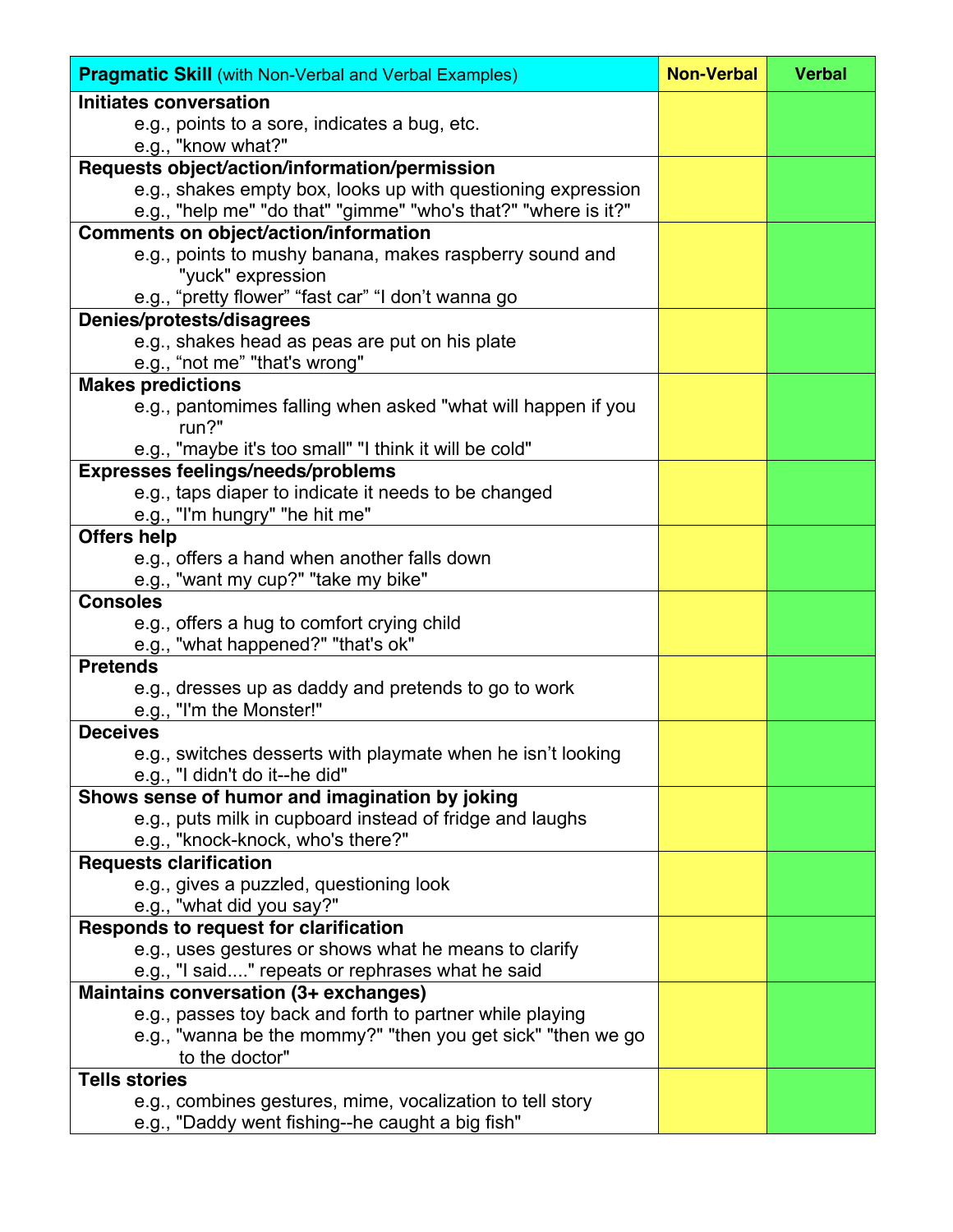| **Pragmatic Skill** (with Non-Verbal and Verbal Examples) | **Non-Verbal** | **Verbal** |
|---|---|---|
| **Initiates conversation**<br>e.g., points to a sore, indicates a bug, etc.<br>e.g., "know what?" | | |
| **Requests object/action/information/permission**<br>e.g., shakes empty box, looks up with questioning expression<br>e.g., "help me" "do that" "gimme" "who's that?" "where is it?" | | |
| **Comments on object/action/information**<br>e.g., points to mushy banana, makes raspberry sound and "yuck" expression<br>e.g., "pretty flower" "fast car" "I don't wanna go | | |
| **Denies/protests/disagrees**<br>e.g., shakes head as peas are put on his plate<br>e.g., "not me" "that's wrong" | | |
| **Makes predictions**<br>e.g., pantomimes falling when asked "what will happen if you run?"<br>e.g., "maybe it's too small" "I think it will be cold" | | |
| **Expresses feelings/needs/problems**<br>e.g., taps diaper to indicate it needs to be changed<br>e.g., "I'm hungry" "he hit me" | | |
| **Offers help**<br>e.g., offers a hand when another falls down<br>e.g., "want my cup?" "take my bike" | | |
| **Consoles**<br>e.g., offers a hug to comfort crying child<br>e.g., "what happened?" "that's ok" | | |
| **Pretends**<br>e.g., dresses up as daddy and pretends to go to work<br>e.g., "I'm the Monster!" | | |
| **Deceives**<br>e.g., switches desserts with playmate when he isn't looking<br>e.g., "I didn't do it--he did" | | |
| **Shows sense of humor and imagination by joking**<br>e.g., puts milk in cupboard instead of fridge and laughs<br>e.g., "knock-knock, who's there?" | | |
| **Requests clarification**<br>e.g., gives a puzzled, questioning look<br>e.g., "what did you say?" | | |
| **Responds to request for clarification**<br>e.g., uses gestures or shows what he means to clarify<br>e.g., "I said...." repeats or rephrases what he said | | |
| **Maintains conversation (3+ exchanges)**<br>e.g., passes toy back and forth to partner while playing<br>e.g., "wanna be the mommy?" "then you get sick" "then we go to the doctor" | | |
| **Tells stories**<br>e.g., combines gestures, mime, vocalization to tell story<br>e.g., "Daddy went fishing--he caught a big fish" | | |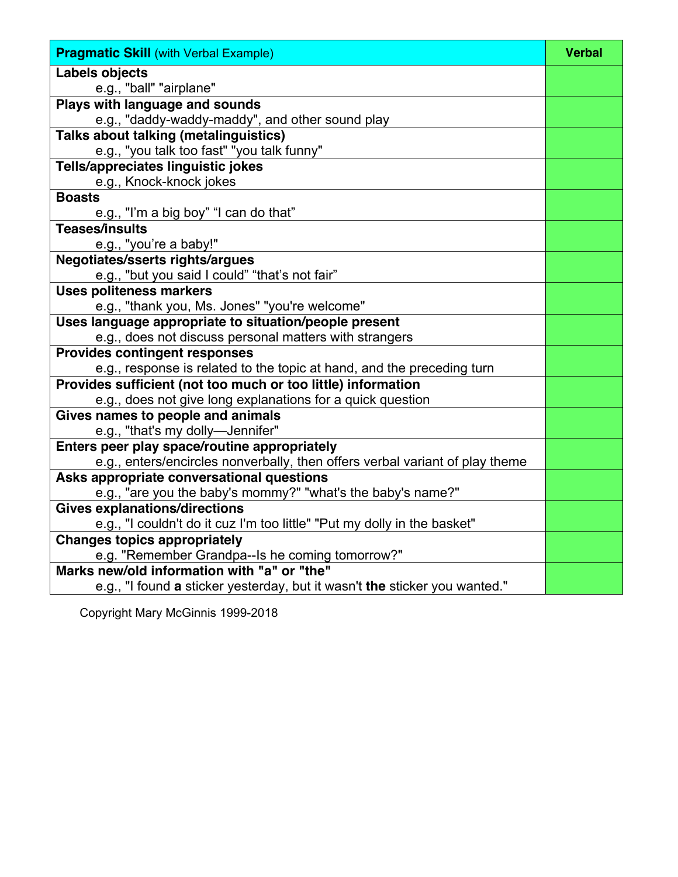| **Pragmatic Skill** (with Verbal Example) | **Verbal** |
| --- | --- |
| **Labels objects**<br>e.g., "ball" "airplane" | |
| **Plays with language and sounds**<br>e.g., "daddy-waddy-maddy", and other sound play | |
| **Talks about talking (metalinguistics)**<br>e.g., "you talk too fast" "you talk funny" | |
| **Tells/appreciates linguistic jokes**<br>e.g., Knock-knock jokes | |
| **Boasts**<br>e.g., "I'm a big boy" "I can do that" | |
| **Teases/insults**<br>e.g., "you're a baby!" | |
| **Negotiates/sserts rights/argues**<br>e.g., "but you said I could" "that's not fair" | |
| **Uses politeness markers**<br>e.g., "thank you, Ms. Jones" "you're welcome" | |
| **Uses language appropriate to situation/people present**<br>e.g., does not discuss personal matters with strangers | |
| **Provides contingent responses**<br>e.g., response is related to the topic at hand, and the preceding turn | |
| **Provides sufficient (not too much or too little) information**<br>e.g., does not give long explanations for a quick question | |
| **Gives names to people and animals**<br>e.g., "that's my dolly—Jennifer" | |
| **Enters peer play space/routine appropriately**<br>e.g., enters/encircles nonverbally, then offers verbal variant of play theme | |
| **Asks appropriate conversational questions**<br>e.g., "are you the baby's mommy?" "what's the baby's name?" | |
| **Gives explanations/directions**<br>e.g., "I couldn't do it cuz I'm too little" "Put my dolly in the basket" | |
| **Changes topics appropriately**<br>e.g. "Remember Grandpa--Is he coming tomorrow?" | |
| **Marks new/old information with "a" or "the"**<br>e.g., "I found **a** sticker yesterday, but it wasn't **the** sticker you wanted." | |

Copyright Mary McGinnis 1999-2018